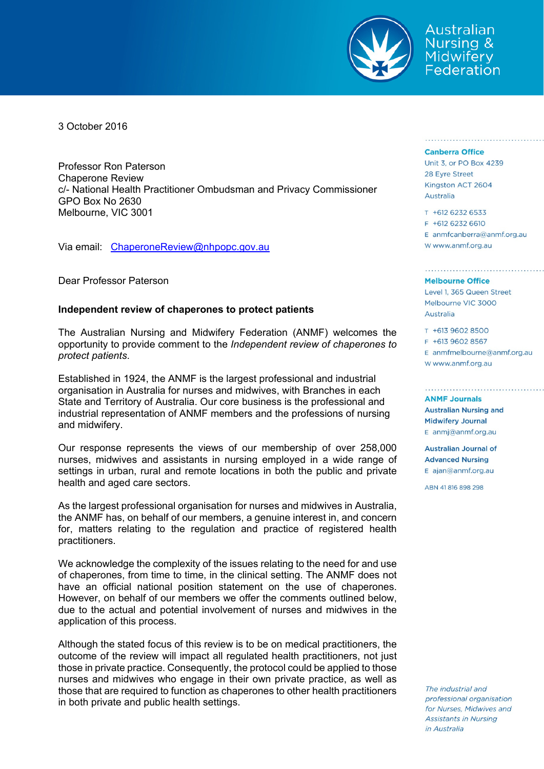Australian Nursing & Midwifery Federation

3 October 2016

Professor Ron Paterson
Chaperone Review
c/- National Health Practitioner Ombudsman and Privacy Commissioner
GPO Box No 2630
Melbourne, VIC 3001

Via email: ChaperoneReview@nhpopc.gov.au

Dear Professor Paterson

**Independent review of chaperones to protect patients**

The Australian Nursing and Midwifery Federation (ANMF) welcomes the opportunity to provide comment to the *Independent review of chaperones to protect patients*.

Established in 1924, the ANMF is the largest professional and industrial organisation in Australia for nurses and midwives, with Branches in each State and Territory of Australia. Our core business is the professional and industrial representation of ANMF members and the professions of nursing and midwifery.

Our response represents the views of our membership of over 258,000 nurses, midwives and assistants in nursing employed in a wide range of settings in urban, rural and remote locations in both the public and private health and aged care sectors.

As the largest professional organisation for nurses and midwives in Australia, the ANMF has, on behalf of our members, a genuine interest in, and concern for, matters relating to the regulation and practice of registered health practitioners.

We acknowledge the complexity of the issues relating to the need for and use of chaperones, from time to time, in the clinical setting. The ANMF does not have an official national position statement on the use of chaperones. However, on behalf of our members we offer the comments outlined below, due to the actual and potential involvement of nurses and midwives in the application of this process.

Although the stated focus of this review is to be on medical practitioners, the outcome of the review will impact all regulated health practitioners, not just those in private practice. Consequently, the protocol could be applied to those nurses and midwives who engage in their own private practice, as well as those that are required to function as chaperones to other health practitioners in both private and public health settings.

**Canberra Office**
Unit 3, or PO Box 4239
28 Eyre Street
Kingston ACT 2604
Australia

T +612 6232 6533
F +612 6232 6610
E anmfcanberra@anmf.org.au
W www.anmf.org.au

**Melbourne Office**
Level 1, 365 Queen Street
Melbourne VIC 3000
Australia

T +613 9602 8500
F +613 9602 8567
E anmfmelbourne@anmf.org.au
W www.anmf.org.au

**ANMF Journals**

**Australian Nursing and Midwifery Journal**
E anmj@anmf.org.au

**Australian Journal of Advanced Nursing**
E ajan@anmf.org.au

ABN 41 816 898 298

*The industrial and professional organisation for Nurses, Midwives and Assistants in Nursing in Australia*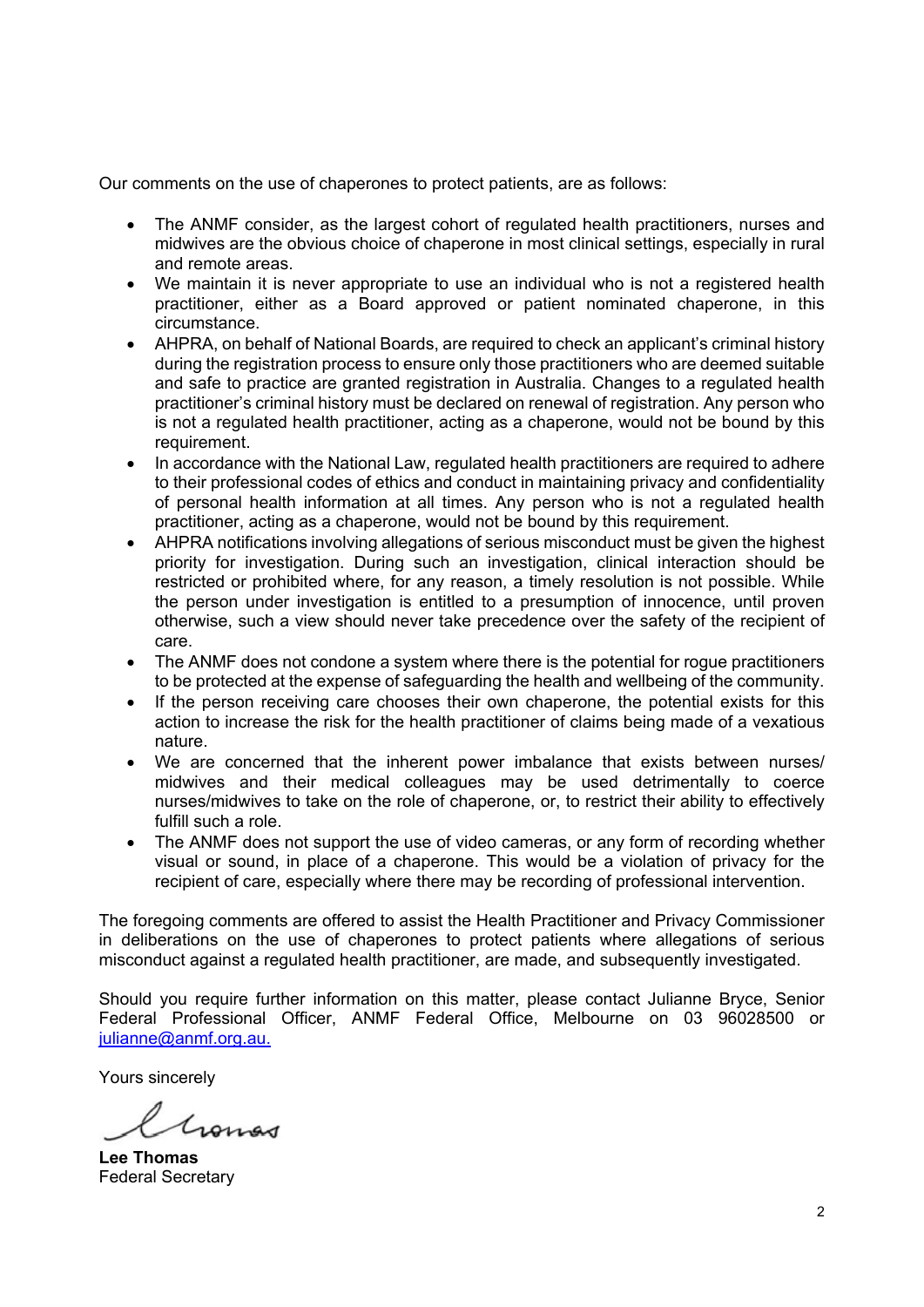Our comments on the use of chaperones to protect patients, are as follows:

- The ANMF consider, as the largest cohort of regulated health practitioners, nurses and midwives are the obvious choice of chaperone in most clinical settings, especially in rural and remote areas.
- We maintain it is never appropriate to use an individual who is not a registered health practitioner, either as a Board approved or patient nominated chaperone, in this circumstance.
- AHPRA, on behalf of National Boards, are required to check an applicant's criminal history during the registration process to ensure only those practitioners who are deemed suitable and safe to practice are granted registration in Australia. Changes to a regulated health practitioner's criminal history must be declared on renewal of registration. Any person who is not a regulated health practitioner, acting as a chaperone, would not be bound by this requirement.
- In accordance with the National Law, regulated health practitioners are required to adhere to their professional codes of ethics and conduct in maintaining privacy and confidentiality of personal health information at all times. Any person who is not a regulated health practitioner, acting as a chaperone, would not be bound by this requirement.
- AHPRA notifications involving allegations of serious misconduct must be given the highest priority for investigation. During such an investigation, clinical interaction should be restricted or prohibited where, for any reason, a timely resolution is not possible. While the person under investigation is entitled to a presumption of innocence, until proven otherwise, such a view should never take precedence over the safety of the recipient of care.
- The ANMF does not condone a system where there is the potential for rogue practitioners to be protected at the expense of safeguarding the health and wellbeing of the community.
- If the person receiving care chooses their own chaperone, the potential exists for this action to increase the risk for the health practitioner of claims being made of a vexatious nature.
- We are concerned that the inherent power imbalance that exists between nurses/ midwives and their medical colleagues may be used detrimentally to coerce nurses/midwives to take on the role of chaperone, or, to restrict their ability to effectively fulfill such a role.
- The ANMF does not support the use of video cameras, or any form of recording whether visual or sound, in place of a chaperone. This would be a violation of privacy for the recipient of care, especially where there may be recording of professional intervention.

The foregoing comments are offered to assist the Health Practitioner and Privacy Commissioner in deliberations on the use of chaperones to protect patients where allegations of serious misconduct against a regulated health practitioner, are made, and subsequently investigated.

Should you require further information on this matter, please contact Julianne Bryce, Senior Federal Professional Officer, ANMF Federal Office, Melbourne on 03 96028500 or julianne@anmf.org.au.

Yours sincerely

**Lee Thomas**
Federal Secretary